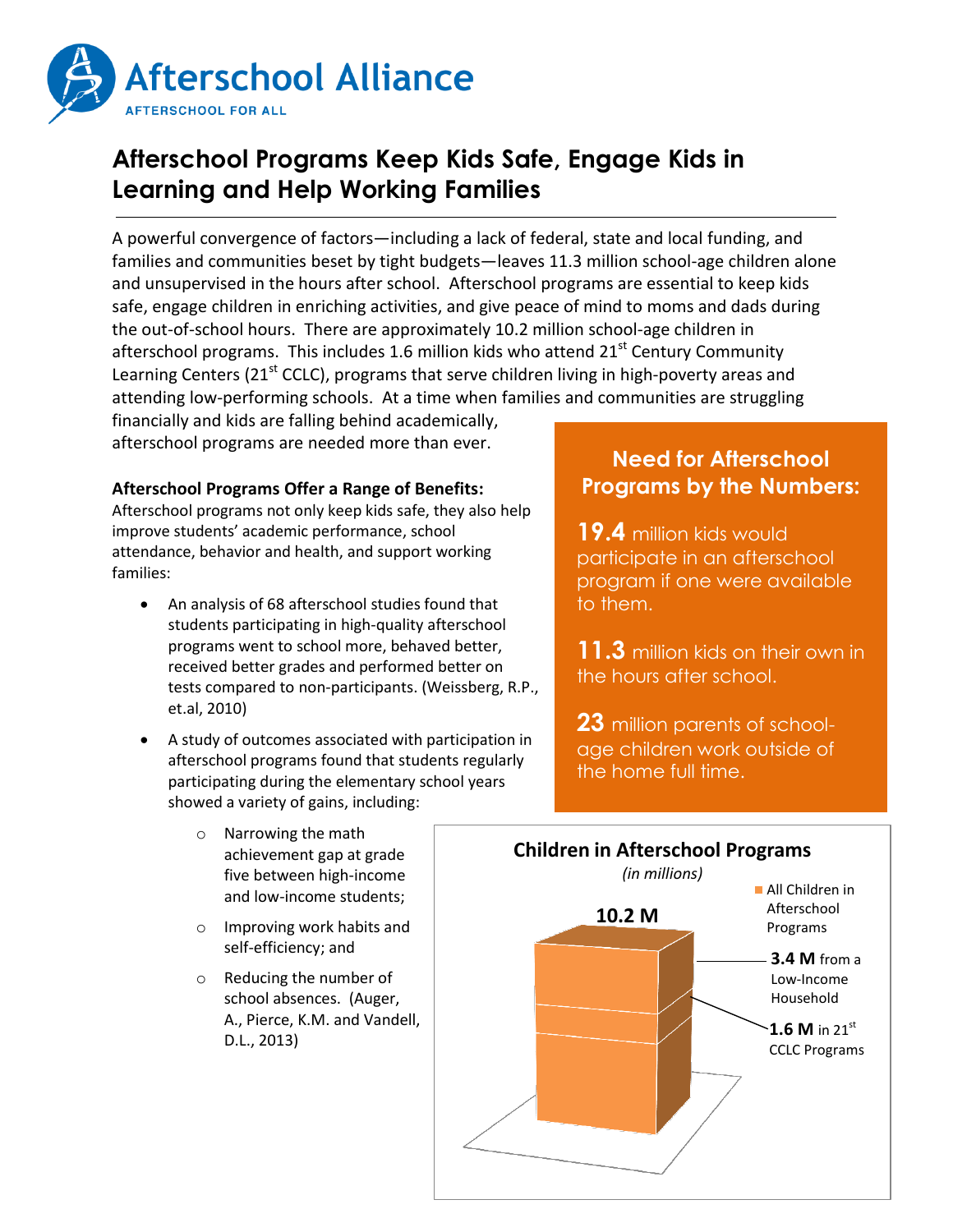Afterschool Alliance
AFTERSCHOOL FOR ALL

# Afterschool Programs Keep Kids Safe, Engage Kids in Learning and Help Working Families

A powerful convergence of factors—including a lack of federal, state and local funding, and families and communities beset by tight budgets—leaves 11.3 million school-age children alone and unsupervised in the hours after school. Afterschool programs are essential to keep kids safe, engage children in enriching activities, and give peace of mind to moms and dads during the out-of-school hours. There are approximately 10.2 million school-age children in afterschool programs. This includes 1.6 million kids who attend 21st Century Community Learning Centers (21st CCLC), programs that serve children living in high-poverty areas and attending low-performing schools. At a time when families and communities are struggling financially and kids are falling behind academically, afterschool programs are needed more than ever.

**Afterschool Programs Offer a Range of Benefits:**
Afterschool programs not only keep kids safe, they also help improve students' academic performance, school attendance, behavior and health, and support working families:

- An analysis of 68 afterschool studies found that students participating in high-quality afterschool programs went to school more, behaved better, received better grades and performed better on tests compared to non-participants. (Weissberg, R.P., et.al, 2010)
- A study of outcomes associated with participation in afterschool programs found that students regularly participating during the elementary school years showed a variety of gains, including:
  - Narrowing the math achievement gap at grade five between high-income and low-income students;
  - Improving work habits and self-efficiency; and
  - Reducing the number of school absences. (Auger, A., Pierce, K.M. and Vandell, D.L., 2013)

## Need for Afterschool Programs by the Numbers:

**19.4** million kids would participate in an afterschool program if one were available to them.

**11.3** million kids on their own in the hours after school.

**23** million parents of school-age children work outside of the home full time.

**Children in Afterschool Programs**
*(in millions)*

- All Children in Afterschool Programs: **10.2 M**
- **3.4 M** from a Low-Income Household
- **1.6 M** in 21st CCLC Programs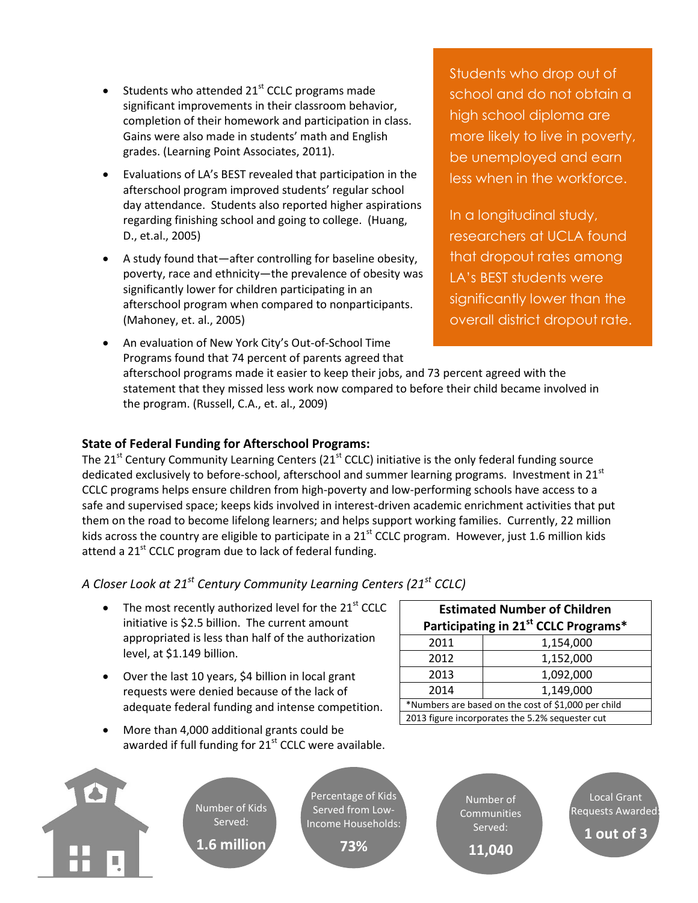- Students who attended 21st CCLC programs made significant improvements in their classroom behavior, completion of their homework and participation in class. Gains were also made in students' math and English grades. (Learning Point Associates, 2011).
- Evaluations of LA's BEST revealed that participation in the afterschool program improved students' regular school day attendance. Students also reported higher aspirations regarding finishing school and going to college. (Huang, D., et.al., 2005)
- A study found that—after controlling for baseline obesity, poverty, race and ethnicity—the prevalence of obesity was significantly lower for children participating in an afterschool program when compared to nonparticipants. (Mahoney, et. al., 2005)
- An evaluation of New York City's Out-of-School Time Programs found that 74 percent of parents agreed that afterschool programs made it easier to keep their jobs, and 73 percent agreed with the statement that they missed less work now compared to before their child became involved in the program. (Russell, C.A., et. al., 2009)

Students who drop out of school and do not obtain a high school diploma are more likely to live in poverty, be unemployed and earn less when in the workforce.

In a longitudinal study, researchers at UCLA found that dropout rates among LA's BEST students were significantly lower than the overall district dropout rate.

**State of Federal Funding for Afterschool Programs:**

The 21st Century Community Learning Centers (21st CCLC) initiative is the only federal funding source dedicated exclusively to before-school, afterschool and summer learning programs. Investment in 21st CCLC programs helps ensure children from high-poverty and low-performing schools have access to a safe and supervised space; keeps kids involved in interest-driven academic enrichment activities that put them on the road to become lifelong learners; and helps support working families. Currently, 22 million kids across the country are eligible to participate in a 21st CCLC program. However, just 1.6 million kids attend a 21st CCLC program due to lack of federal funding.

*A Closer Look at 21st Century Community Learning Centers (21st CCLC)*

- The most recently authorized level for the 21st CCLC initiative is $2.5 billion. The current amount appropriated is less than half of the authorization level, at $1.149 billion.
- Over the last 10 years, $4 billion in local grant requests were denied because of the lack of adequate federal funding and intense competition.
- More than 4,000 additional grants could be awarded if full funding for 21st CCLC were available.

| Estimated Number of Children Participating in 21st CCLC Programs* | |
|---|---|
| 2011 | 1,154,000 |
| 2012 | 1,152,000 |
| 2013 | 1,092,000 |
| 2014 | 1,149,000 |
| *Numbers are based on the cost of $1,000 per child | |
| 2013 figure incorporates the 5.2% sequester cut | |

Number of Kids Served: **1.6 million**

Percentage of Kids Served from Low-Income Households: **73%**

Number of Communities Served: **11,040**

Local Grant Requests Awarded: **1 out of 3**